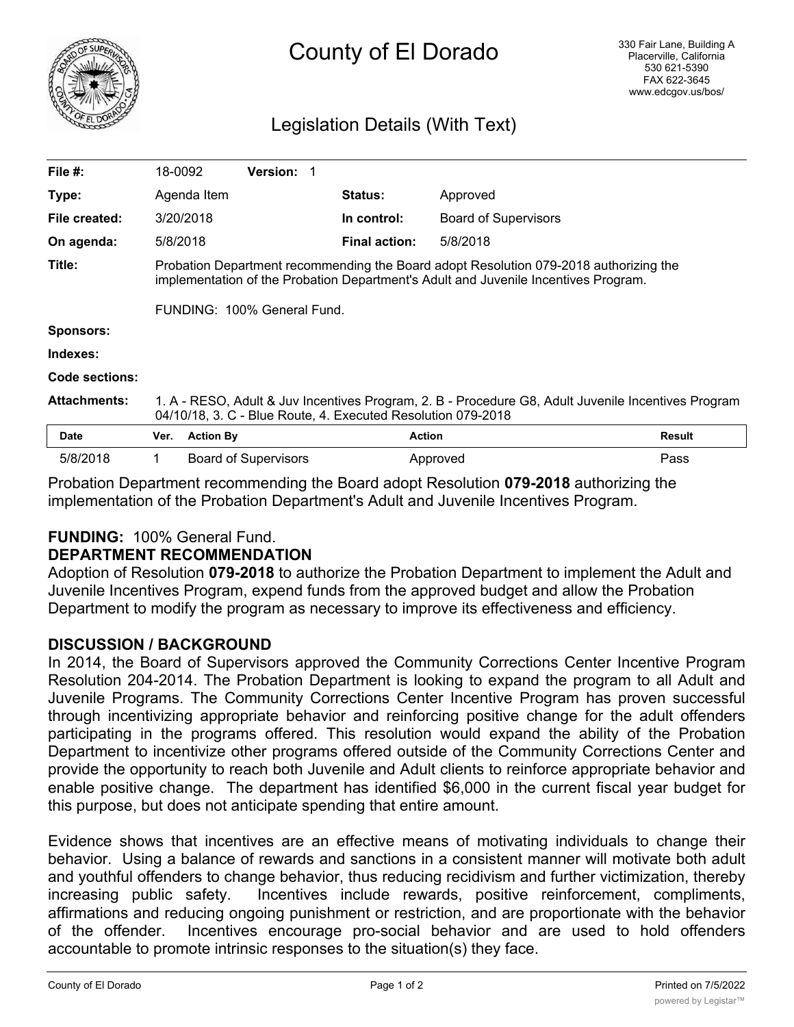# County of El Dorado

330 Fair Lane, Building A
Placerville, California
530 621-5390
FAX 622-3645
www.edcgov.us/bos/

## Legislation Details (With Text)

| | | | |
|---|---|---|---|
| **File #:** | 18-0092 **Version:** 1 | | |
| **Type:** | Agenda Item | **Status:** | Approved |
| **File created:** | 3/20/2018 | **In control:** | Board of Supervisors |
| **On agenda:** | 5/8/2018 | **Final action:** | 5/8/2018 |

**Title:** Probation Department recommending the Board adopt Resolution 079-2018 authorizing the implementation of the Probation Department's Adult and Juvenile Incentives Program.

FUNDING: 100% General Fund.

**Sponsors:**

**Indexes:**

**Code sections:**

**Attachments:** 1. A - RESO, Adult & Juv Incentives Program, 2. B - Procedure G8, Adult Juvenile Incentives Program 04/10/18, 3. C - Blue Route, 4. Executed Resolution 079-2018

| Date | Ver. | Action By | Action | Result |
|---|---|---|---|---|
| 5/8/2018 | 1 | Board of Supervisors | Approved | Pass |

Probation Department recommending the Board adopt Resolution **079-2018** authorizing the implementation of the Probation Department's Adult and Juvenile Incentives Program.

**FUNDING:** 100% General Fund.

**DEPARTMENT RECOMMENDATION**

Adoption of Resolution **079-2018** to authorize the Probation Department to implement the Adult and Juvenile Incentives Program, expend funds from the approved budget and allow the Probation Department to modify the program as necessary to improve its effectiveness and efficiency.

**DISCUSSION / BACKGROUND**

In 2014, the Board of Supervisors approved the Community Corrections Center Incentive Program Resolution 204-2014. The Probation Department is looking to expand the program to all Adult and Juvenile Programs. The Community Corrections Center Incentive Program has proven successful through incentivizing appropriate behavior and reinforcing positive change for the adult offenders participating in the programs offered. This resolution would expand the ability of the Probation Department to incentivize other programs offered outside of the Community Corrections Center and provide the opportunity to reach both Juvenile and Adult clients to reinforce appropriate behavior and enable positive change. The department has identified $6,000 in the current fiscal year budget for this purpose, but does not anticipate spending that entire amount.

Evidence shows that incentives are an effective means of motivating individuals to change their behavior. Using a balance of rewards and sanctions in a consistent manner will motivate both adult and youthful offenders to change behavior, thus reducing recidivism and further victimization, thereby increasing public safety. Incentives include rewards, positive reinforcement, compliments, affirmations and reducing ongoing punishment or restriction, and are proportionate with the behavior of the offender. Incentives encourage pro-social behavior and are used to hold offenders accountable to promote intrinsic responses to the situation(s) they face.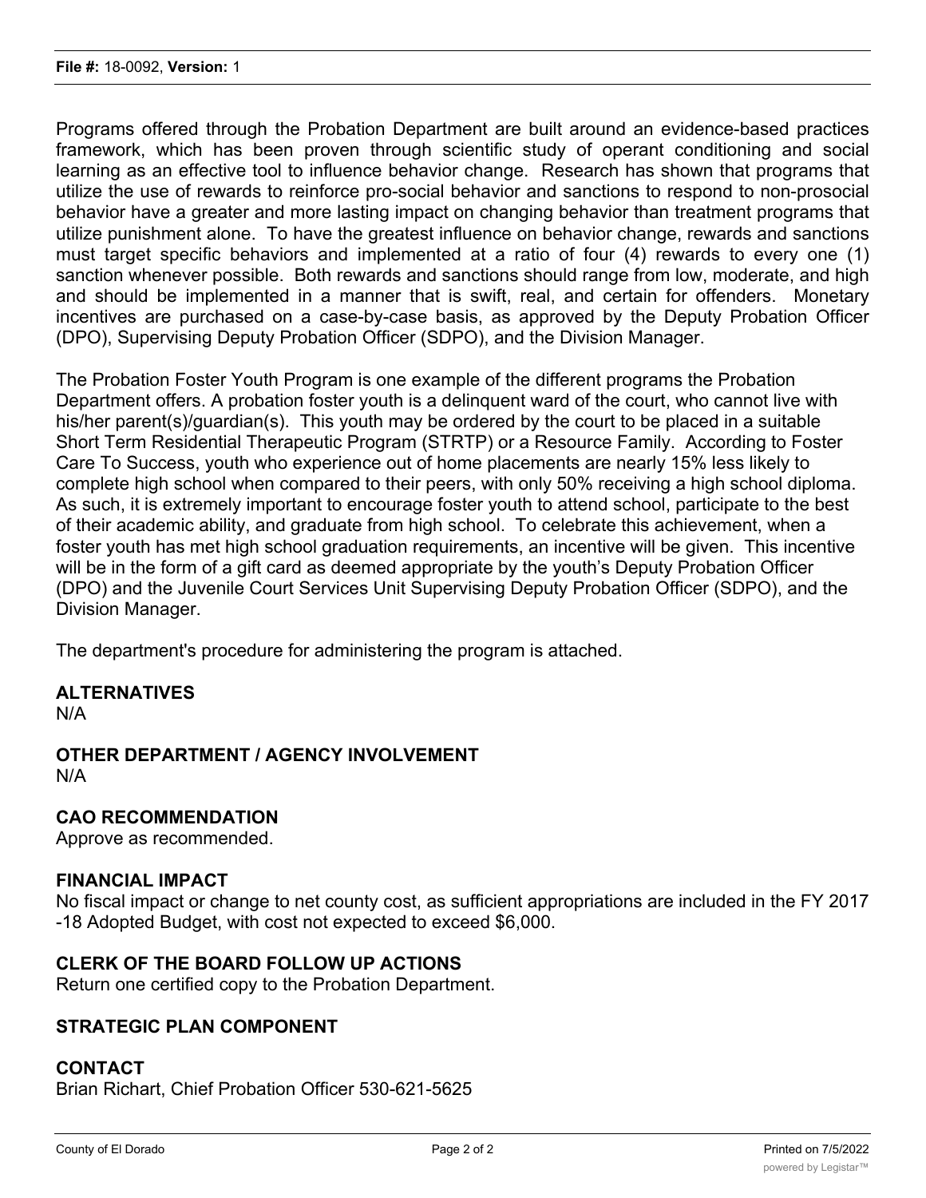Programs offered through the Probation Department are built around an evidence-based practices framework, which has been proven through scientific study of operant conditioning and social learning as an effective tool to influence behavior change. Research has shown that programs that utilize the use of rewards to reinforce pro-social behavior and sanctions to respond to non-prosocial behavior have a greater and more lasting impact on changing behavior than treatment programs that utilize punishment alone. To have the greatest influence on behavior change, rewards and sanctions must target specific behaviors and implemented at a ratio of four (4) rewards to every one (1) sanction whenever possible. Both rewards and sanctions should range from low, moderate, and high and should be implemented in a manner that is swift, real, and certain for offenders. Monetary incentives are purchased on a case-by-case basis, as approved by the Deputy Probation Officer (DPO), Supervising Deputy Probation Officer (SDPO), and the Division Manager.

The Probation Foster Youth Program is one example of the different programs the Probation Department offers. A probation foster youth is a delinquent ward of the court, who cannot live with his/her parent(s)/guardian(s). This youth may be ordered by the court to be placed in a suitable Short Term Residential Therapeutic Program (STRTP) or a Resource Family. According to Foster Care To Success, youth who experience out of home placements are nearly 15% less likely to complete high school when compared to their peers, with only 50% receiving a high school diploma. As such, it is extremely important to encourage foster youth to attend school, participate to the best of their academic ability, and graduate from high school. To celebrate this achievement, when a foster youth has met high school graduation requirements, an incentive will be given. This incentive will be in the form of a gift card as deemed appropriate by the youth's Deputy Probation Officer (DPO) and the Juvenile Court Services Unit Supervising Deputy Probation Officer (SDPO), and the Division Manager.

The department's procedure for administering the program is attached.

## ALTERNATIVES

N/A

## OTHER DEPARTMENT / AGENCY INVOLVEMENT

N/A

## CAO RECOMMENDATION

Approve as recommended.

## FINANCIAL IMPACT

No fiscal impact or change to net county cost, as sufficient appropriations are included in the FY 2017-18 Adopted Budget, with cost not expected to exceed $6,000.

## CLERK OF THE BOARD FOLLOW UP ACTIONS

Return one certified copy to the Probation Department.

## STRATEGIC PLAN COMPONENT

## CONTACT

Brian Richart, Chief Probation Officer 530-621-5625